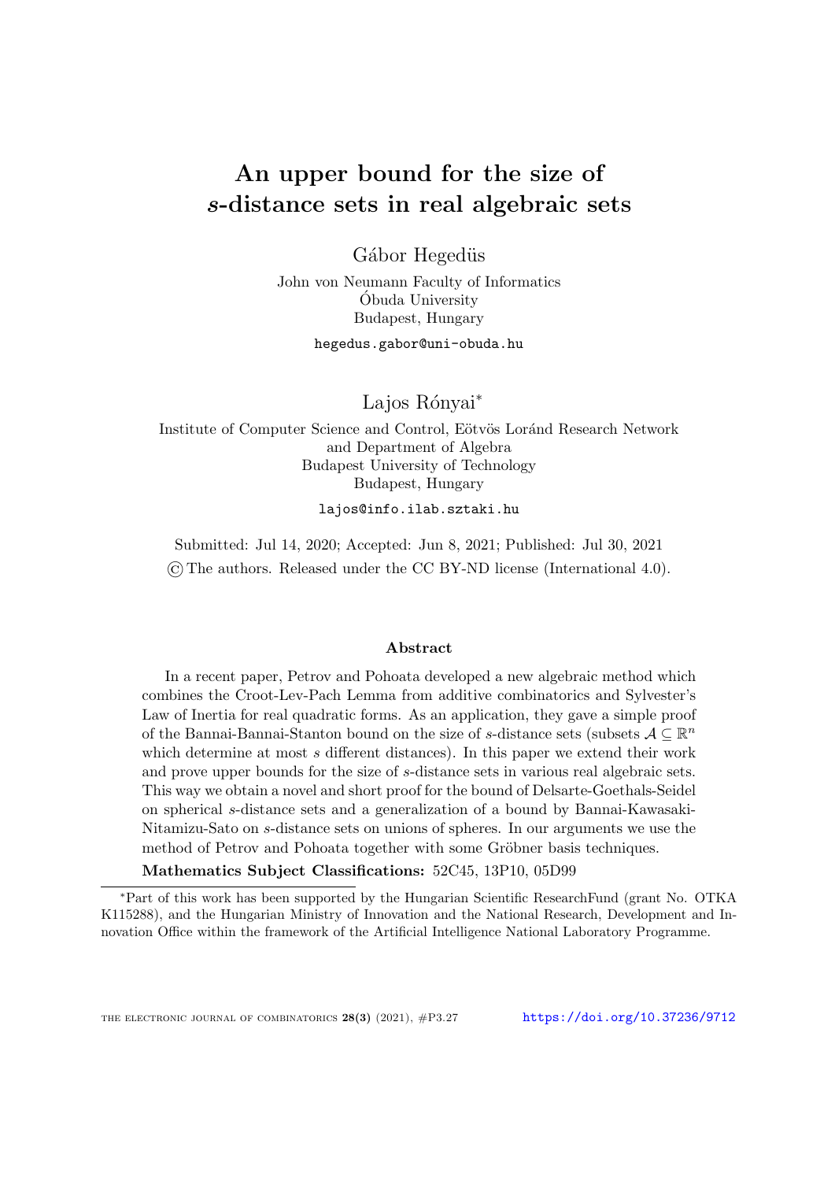# An upper bound for the size of $s$-distance sets in real algebraic sets

Gábor Hegedüs

John von Neumann Faculty of Informatics
Óbuda University
Budapest, Hungary

hegedus.gabor@uni-obuda.hu

Lajos Rónyai*

Institute of Computer Science and Control, Eötvös Loránd Research Network
and Department of Algebra
Budapest University of Technology
Budapest, Hungary

lajos@info.ilab.sztaki.hu

Submitted: Jul 14, 2020; Accepted: Jun 8, 2021; Published: Jul 30, 2021
© The authors. Released under the CC BY-ND license (International 4.0).

### Abstract

In a recent paper, Petrov and Pohoata developed a new algebraic method which combines the Croot-Lev-Pach Lemma from additive combinatorics and Sylvester's Law of Inertia for real quadratic forms. As an application, they gave a simple proof of the Bannai-Bannai-Stanton bound on the size of $s$-distance sets (subsets $\mathcal{A} \subseteq \mathbb{R}^n$ which determine at most $s$ different distances). In this paper we extend their work and prove upper bounds for the size of $s$-distance sets in various real algebraic sets. This way we obtain a novel and short proof for the bound of Delsarte-Goethals-Seidel on spherical $s$-distance sets and a generalization of a bound by Bannai-Kawasaki-Nitamizu-Sato on $s$-distance sets on unions of spheres. In our arguments we use the method of Petrov and Pohoata together with some Gröbner basis techniques.

**Mathematics Subject Classifications:** 52C45, 13P10, 05D99

*Part of this work has been supported by the Hungarian Scientific ResearchFund (grant No. OTKA K115288), and the Hungarian Ministry of Innovation and the National Research, Development and Innovation Office within the framework of the Artificial Intelligence National Laboratory Programme.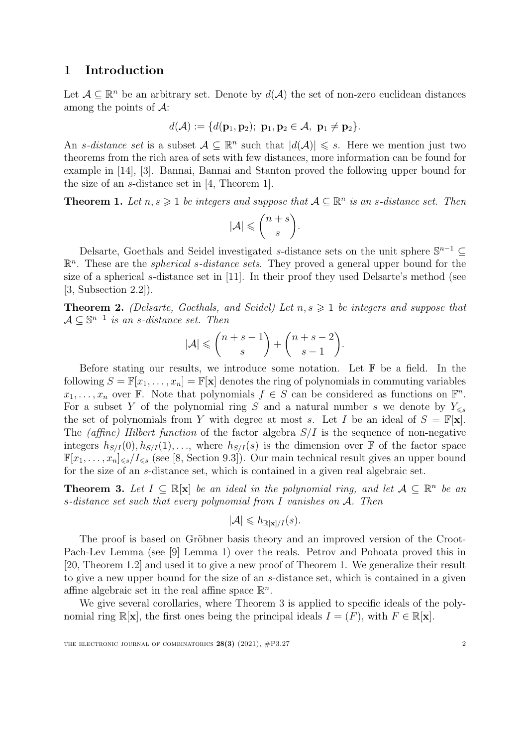# 1 Introduction

Let $\mathcal{A} \subseteq \mathbb{R}^n$ be an arbitrary set. Denote by $d(\mathcal{A})$ the set of non-zero euclidean distances among the points of $\mathcal{A}$:

$$d(\mathcal{A}) := \{d(\mathbf{p}_1, \mathbf{p}_2);\ \mathbf{p}_1, \mathbf{p}_2 \in \mathcal{A},\ \mathbf{p}_1 \neq \mathbf{p}_2\}.$$

An *s-distance set* is a subset $\mathcal{A} \subseteq \mathbb{R}^n$ such that $|d(\mathcal{A})| \leqslant s$. Here we mention just two theorems from the rich area of sets with few distances, more information can be found for example in [14], [3]. Bannai, Bannai and Stanton proved the following upper bound for the size of an $s$-distance set in [4, Theorem 1].

**Theorem 1.** *Let $n, s \geqslant 1$ be integers and suppose that $\mathcal{A} \subseteq \mathbb{R}^n$ is an $s$-distance set. Then*

$$|\mathcal{A}| \leqslant \binom{n+s}{s}.$$

Delsarte, Goethals and Seidel investigated $s$-distance sets on the unit sphere $\mathbb{S}^{n-1} \subseteq \mathbb{R}^n$. These are the *spherical s-distance sets*. They proved a general upper bound for the size of a spherical $s$-distance set in [11]. In their proof they used Delsarte's method (see [3, Subsection 2.2]).

**Theorem 2.** *(Delsarte, Goethals, and Seidel) Let $n, s \geqslant 1$ be integers and suppose that $\mathcal{A} \subseteq \mathbb{S}^{n-1}$ is an $s$-distance set. Then*

$$|\mathcal{A}| \leqslant \binom{n+s-1}{s} + \binom{n+s-2}{s-1}.$$

Before stating our results, we introduce some notation. Let $\mathbb{F}$ be a field. In the following $S = \mathbb{F}[x_1, \ldots, x_n] = \mathbb{F}[\mathbf{x}]$ denotes the ring of polynomials in commuting variables $x_1, \ldots, x_n$ over $\mathbb{F}$. Note that polynomials $f \in S$ can be considered as functions on $\mathbb{F}^n$. For a subset $Y$ of the polynomial ring $S$ and a natural number $s$ we denote by $Y_{\leqslant s}$ the set of polynomials from $Y$ with degree at most $s$. Let $I$ be an ideal of $S = \mathbb{F}[\mathbf{x}]$. The *(affine) Hilbert function* of the factor algebra $S/I$ is the sequence of non-negative integers $h_{S/I}(0), h_{S/I}(1), \ldots$, where $h_{S/I}(s)$ is the dimension over $\mathbb{F}$ of the factor space $\mathbb{F}[x_1, \ldots, x_n]_{\leqslant s}/I_{\leqslant s}$ (see [8, Section 9.3]). Our main technical result gives an upper bound for the size of an $s$-distance set, which is contained in a given real algebraic set.

**Theorem 3.** *Let $I \subseteq \mathbb{R}[\mathbf{x}]$ be an ideal in the polynomial ring, and let $\mathcal{A} \subseteq \mathbb{R}^n$ be an $s$-distance set such that every polynomial from $I$ vanishes on $\mathcal{A}$. Then*

$$|\mathcal{A}| \leqslant h_{\mathbb{R}[\mathbf{x}]/I}(s).$$

The proof is based on Gröbner basis theory and an improved version of the Croot-Pach-Lev Lemma (see [9] Lemma 1) over the reals. Petrov and Pohoata proved this in [20, Theorem 1.2] and used it to give a new proof of Theorem 1. We generalize their result to give a new upper bound for the size of an $s$-distance set, which is contained in a given affine algebraic set in the real affine space $\mathbb{R}^n$.

We give several corollaries, where Theorem 3 is applied to specific ideals of the polynomial ring $\mathbb{R}[\mathbf{x}]$, the first ones being the principal ideals $I = (F)$, with $F \in \mathbb{R}[\mathbf{x}]$.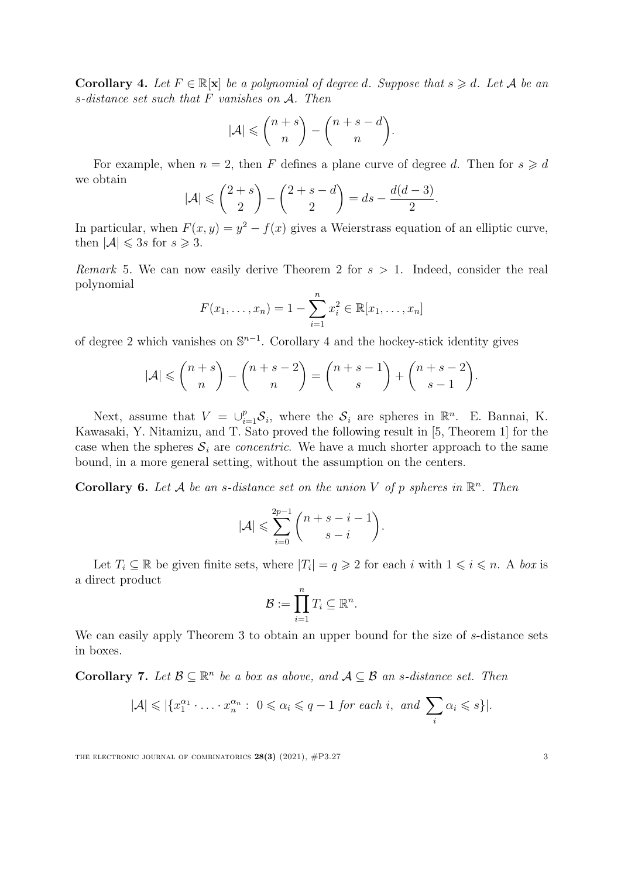**Corollary 4.** *Let $F \in \mathbb{R}[\mathbf{x}]$ be a polynomial of degree $d$. Suppose that $s \geqslant d$. Let $\mathcal{A}$ be an $s$-distance set such that $F$ vanishes on $\mathcal{A}$. Then*

$$|\mathcal{A}| \leqslant \binom{n+s}{n} - \binom{n+s-d}{n}.$$

For example, when $n = 2$, then $F$ defines a plane curve of degree $d$. Then for $s \geqslant d$ we obtain

$$|\mathcal{A}| \leqslant \binom{2+s}{2} - \binom{2+s-d}{2} = ds - \frac{d(d-3)}{2}.$$

In particular, when $F(x, y) = y^2 - f(x)$ gives a Weierstrass equation of an elliptic curve, then $|\mathcal{A}| \leqslant 3s$ for $s \geqslant 3$.

*Remark* 5. We can now easily derive Theorem 2 for $s > 1$. Indeed, consider the real polynomial

$$F(x_1, \ldots, x_n) = 1 - \sum_{i=1}^{n} x_i^2 \in \mathbb{R}[x_1, \ldots, x_n]$$

of degree 2 which vanishes on $\mathbb{S}^{n-1}$. Corollary 4 and the hockey-stick identity gives

$$|\mathcal{A}| \leqslant \binom{n+s}{n} - \binom{n+s-2}{n} = \binom{n+s-1}{s} + \binom{n+s-2}{s-1}.$$

Next, assume that $V = \cup_{i=1}^{p} \mathcal{S}_i$, where the $\mathcal{S}_i$ are spheres in $\mathbb{R}^n$. E. Bannai, K. Kawasaki, Y. Nitamizu, and T. Sato proved the following result in [5, Theorem 1] for the case when the spheres $\mathcal{S}_i$ are *concentric*. We have a much shorter approach to the same bound, in a more general setting, without the assumption on the centers.

**Corollary 6.** *Let $\mathcal{A}$ be an $s$-distance set on the union $V$ of $p$ spheres in $\mathbb{R}^n$. Then*

$$|\mathcal{A}| \leqslant \sum_{i=0}^{2p-1} \binom{n+s-i-1}{s-i}.$$

Let $T_i \subseteq \mathbb{R}$ be given finite sets, where $|T_i| = q \geqslant 2$ for each $i$ with $1 \leqslant i \leqslant n$. A *box* is a direct product

$$\mathcal{B} := \prod_{i=1}^{n} T_i \subseteq \mathbb{R}^n.$$

We can easily apply Theorem 3 to obtain an upper bound for the size of $s$-distance sets in boxes.

**Corollary 7.** *Let $\mathcal{B} \subseteq \mathbb{R}^n$ be a box as above, and $\mathcal{A} \subseteq \mathcal{B}$ an $s$-distance set. Then*

$$|\mathcal{A}| \leqslant |\{x_1^{\alpha_1} \cdot \ldots \cdot x_n^{\alpha_n} : \ 0 \leqslant \alpha_i \leqslant q-1 \text{ for each } i, \text{ and } \sum_i \alpha_i \leqslant s\}|.$$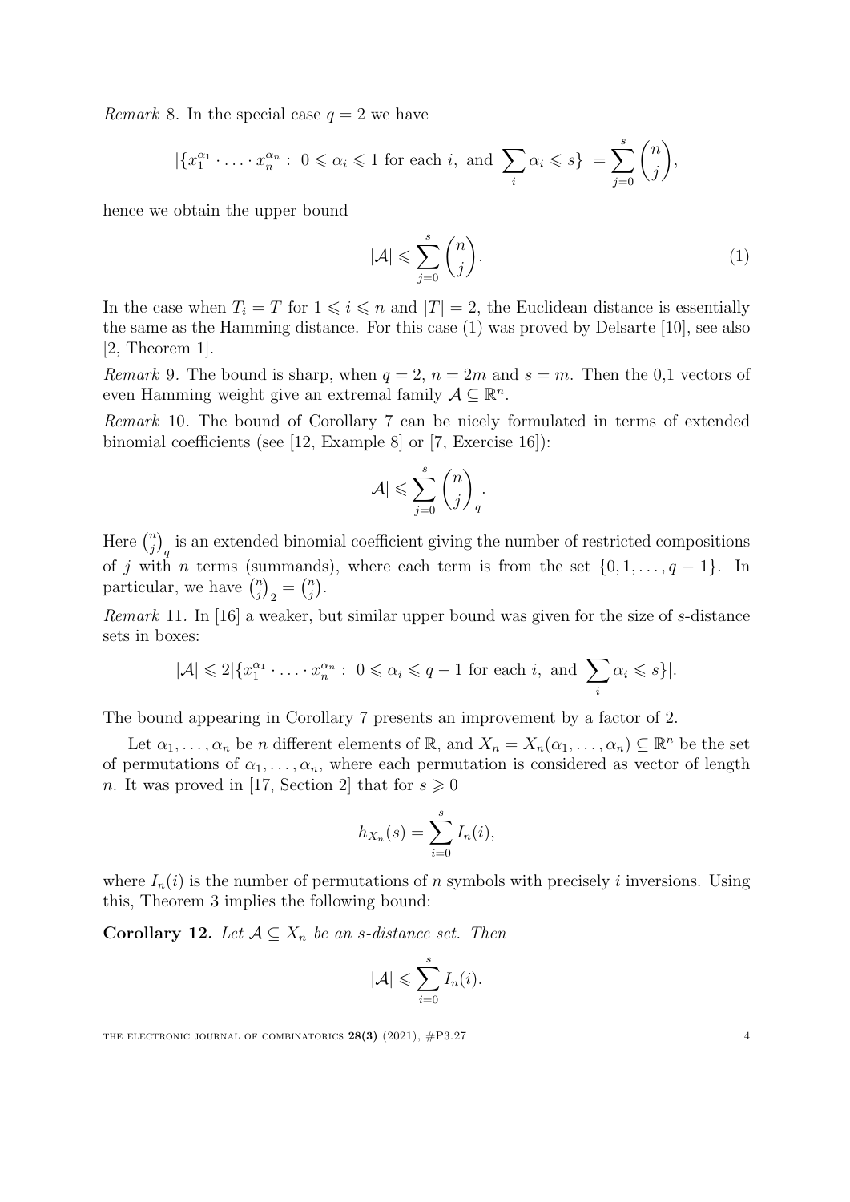*Remark* 8. In the special case $q = 2$ we have

$$|\{x_1^{\alpha_1} \cdot \ldots \cdot x_n^{\alpha_n} : \ 0 \leqslant \alpha_i \leqslant 1 \text{ for each } i, \text{ and } \sum_i \alpha_i \leqslant s\}| = \sum_{j=0}^{s} \binom{n}{j},$$

hence we obtain the upper bound

$$|\mathcal{A}| \leqslant \sum_{j=0}^{s} \binom{n}{j}. \tag{1}$$

In the case when $T_i = T$ for $1 \leqslant i \leqslant n$ and $|T| = 2$, the Euclidean distance is essentially the same as the Hamming distance. For this case (1) was proved by Delsarte [10], see also [2, Theorem 1].

*Remark* 9. The bound is sharp, when $q = 2$, $n = 2m$ and $s = m$. Then the 0,1 vectors of even Hamming weight give an extremal family $\mathcal{A} \subseteq \mathbb{R}^n$.

*Remark* 10. The bound of Corollary 7 can be nicely formulated in terms of extended binomial coefficients (see [12, Example 8] or [7, Exercise 16]):

$$|\mathcal{A}| \leqslant \sum_{j=0}^{s} \binom{n}{j}_q.$$

Here $\binom{n}{j}_q$ is an extended binomial coefficient giving the number of restricted compositions of $j$ with $n$ terms (summands), where each term is from the set $\{0, 1, \ldots, q-1\}$. In particular, we have $\binom{n}{j}_2 = \binom{n}{j}$.

*Remark* 11. In [16] a weaker, but similar upper bound was given for the size of $s$-distance sets in boxes:

$$|\mathcal{A}| \leqslant 2|\{x_1^{\alpha_1} \cdot \ldots \cdot x_n^{\alpha_n} : \ 0 \leqslant \alpha_i \leqslant q-1 \text{ for each } i, \text{ and } \sum_i \alpha_i \leqslant s\}|.$$

The bound appearing in Corollary 7 presents an improvement by a factor of 2.

Let $\alpha_1, \ldots, \alpha_n$ be $n$ different elements of $\mathbb{R}$, and $X_n = X_n(\alpha_1, \ldots, \alpha_n) \subseteq \mathbb{R}^n$ be the set of permutations of $\alpha_1, \ldots, \alpha_n$, where each permutation is considered as vector of length $n$. It was proved in [17, Section 2] that for $s \geqslant 0$

$$h_{X_n}(s) = \sum_{i=0}^{s} I_n(i),$$

where $I_n(i)$ is the number of permutations of $n$ symbols with precisely $i$ inversions. Using this, Theorem 3 implies the following bound:

**Corollary 12.** *Let $\mathcal{A} \subseteq X_n$ be an $s$-distance set. Then*

$$|\mathcal{A}| \leqslant \sum_{i=0}^{s} I_n(i).$$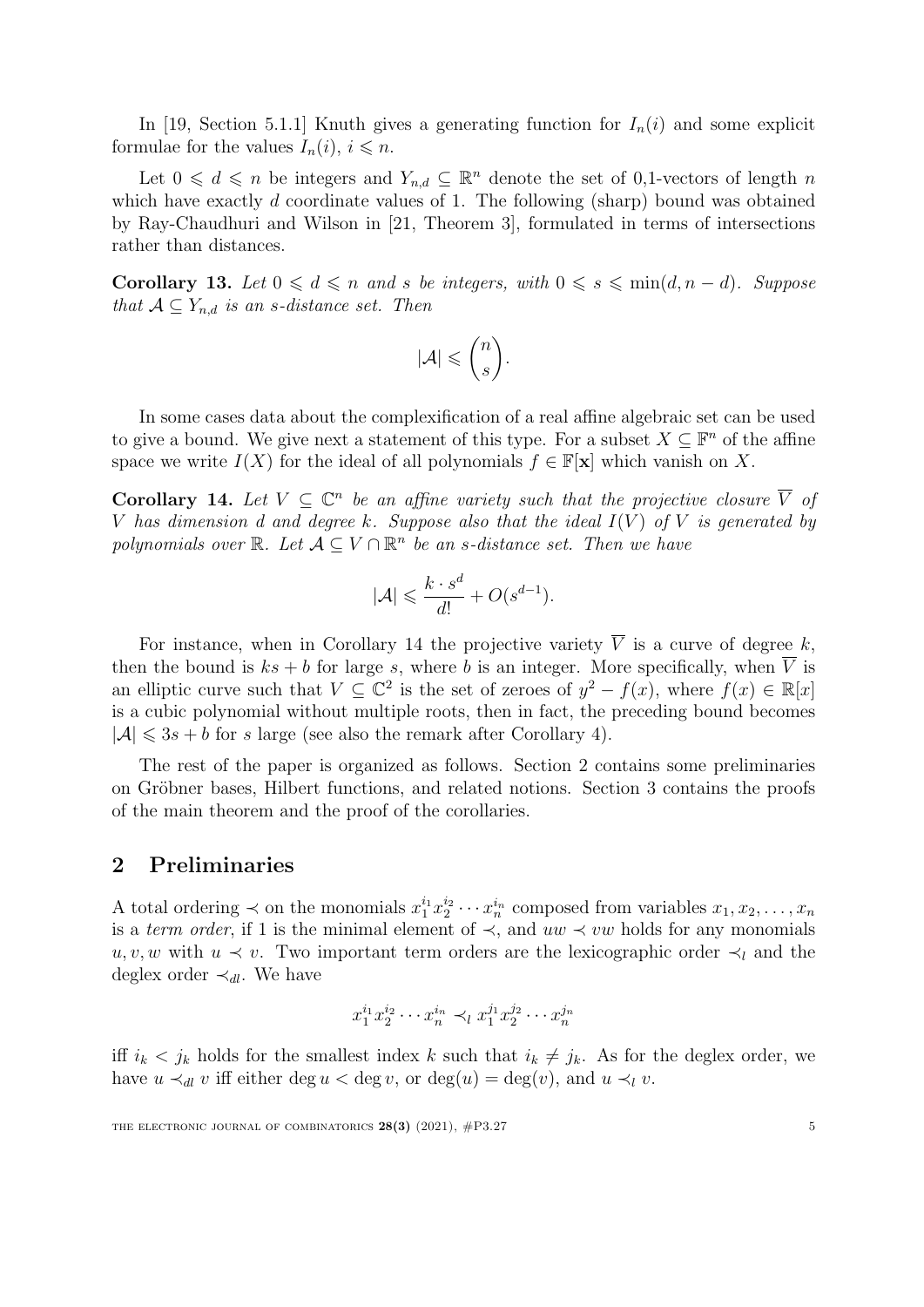In [19, Section 5.1.1] Knuth gives a generating function for $I_n(i)$ and some explicit formulae for the values $I_n(i)$, $i \leqslant n$.

Let $0 \leqslant d \leqslant n$ be integers and $Y_{n,d} \subseteq \mathbb{R}^n$ denote the set of 0,1-vectors of length $n$ which have exactly $d$ coordinate values of 1. The following (sharp) bound was obtained by Ray-Chaudhuri and Wilson in [21, Theorem 3], formulated in terms of intersections rather than distances.

**Corollary 13.** *Let $0 \leqslant d \leqslant n$ and $s$ be integers, with $0 \leqslant s \leqslant \min(d, n-d)$. Suppose that $\mathcal{A} \subseteq Y_{n,d}$ is an $s$-distance set. Then*

$$|\mathcal{A}| \leqslant \binom{n}{s}.$$

In some cases data about the complexification of a real affine algebraic set can be used to give a bound. We give next a statement of this type. For a subset $X \subseteq \mathbb{F}^n$ of the affine space we write $I(X)$ for the ideal of all polynomials $f \in \mathbb{F}[\mathbf{x}]$ which vanish on $X$.

**Corollary 14.** *Let $V \subseteq \mathbb{C}^n$ be an affine variety such that the projective closure $\overline{V}$ of $V$ has dimension $d$ and degree $k$. Suppose also that the ideal $I(V)$ of $V$ is generated by polynomials over $\mathbb{R}$. Let $\mathcal{A} \subseteq V \cap \mathbb{R}^n$ be an $s$-distance set. Then we have*

$$|\mathcal{A}| \leqslant \frac{k \cdot s^d}{d!} + O(s^{d-1}).$$

For instance, when in Corollary 14 the projective variety $\overline{V}$ is a curve of degree $k$, then the bound is $ks + b$ for large $s$, where $b$ is an integer. More specifically, when $\overline{V}$ is an elliptic curve such that $V \subseteq \mathbb{C}^2$ is the set of zeroes of $y^2 - f(x)$, where $f(x) \in \mathbb{R}[x]$ is a cubic polynomial without multiple roots, then in fact, the preceding bound becomes $|\mathcal{A}| \leqslant 3s + b$ for $s$ large (see also the remark after Corollary 4).

The rest of the paper is organized as follows. Section 2 contains some preliminaries on Gröbner bases, Hilbert functions, and related notions. Section 3 contains the proofs of the main theorem and the proof of the corollaries.

## 2 Preliminaries

A total ordering $\prec$ on the monomials $x_1^{i_1} x_2^{i_2} \cdots x_n^{i_n}$ composed from variables $x_1, x_2, \ldots, x_n$ is a *term order*, if 1 is the minimal element of $\prec$, and $uw \prec vw$ holds for any monomials $u, v, w$ with $u \prec v$. Two important term orders are the lexicographic order $\prec_l$ and the deglex order $\prec_{dl}$. We have

$$x_1^{i_1} x_2^{i_2} \cdots x_n^{i_n} \prec_l x_1^{j_1} x_2^{j_2} \cdots x_n^{j_n}$$

iff $i_k < j_k$ holds for the smallest index $k$ such that $i_k \neq j_k$. As for the deglex order, we have $u \prec_{dl} v$ iff either $\deg u < \deg v$, or $\deg(u) = \deg(v)$, and $u \prec_l v$.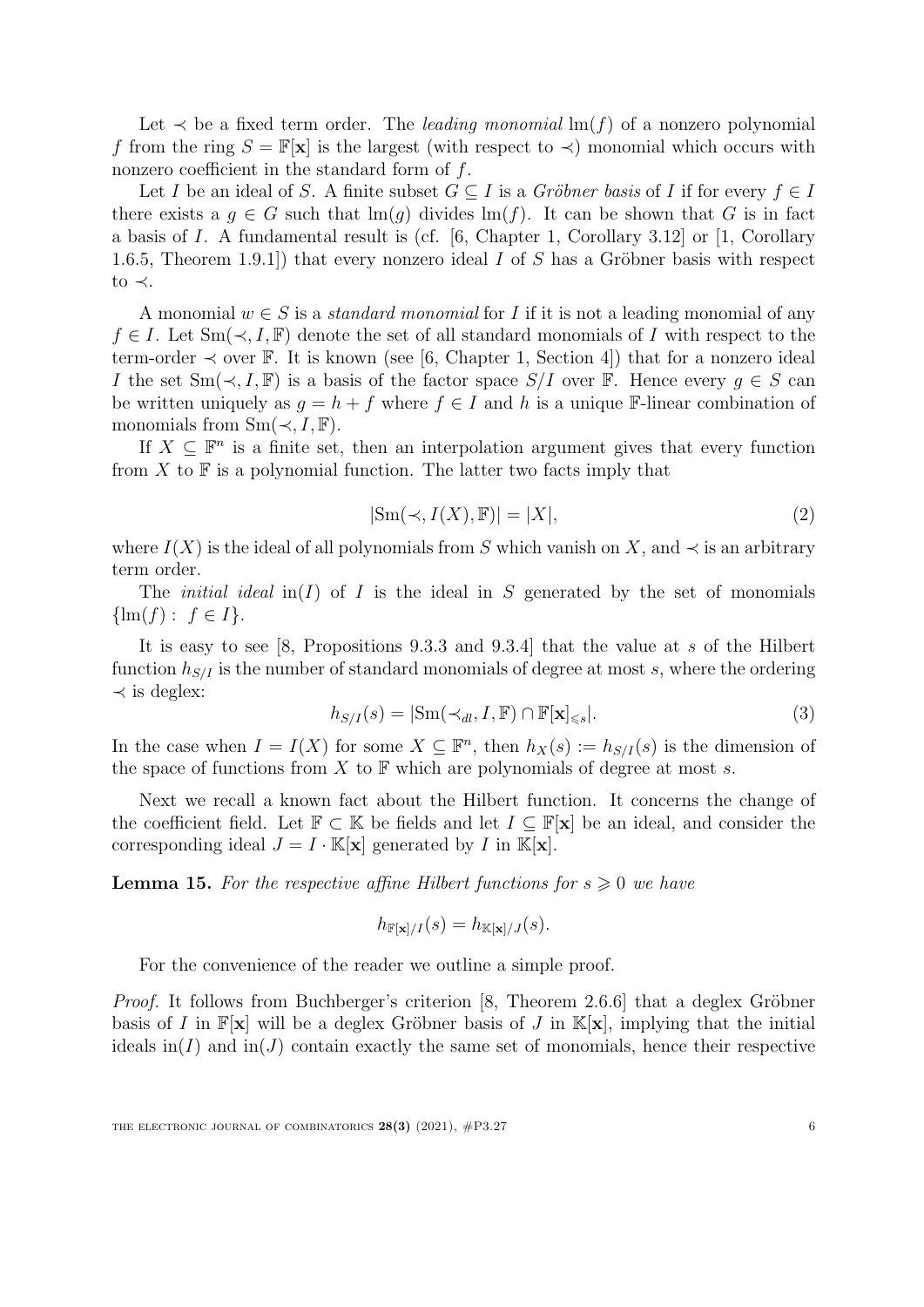Let $\prec$ be a fixed term order. The *leading monomial* $\text{lm}(f)$ of a nonzero polynomial $f$ from the ring $S = \mathbb{F}[\mathbf{x}]$ is the largest (with respect to $\prec$) monomial which occurs with nonzero coefficient in the standard form of $f$.

Let $I$ be an ideal of $S$. A finite subset $G \subseteq I$ is a *Gröbner basis* of $I$ if for every $f \in I$ there exists a $g \in G$ such that $\text{lm}(g)$ divides $\text{lm}(f)$. It can be shown that $G$ is in fact a basis of $I$. A fundamental result is (cf. [6, Chapter 1, Corollary 3.12] or [1, Corollary 1.6.5, Theorem 1.9.1]) that every nonzero ideal $I$ of $S$ has a Gröbner basis with respect to $\prec$.

A monomial $w \in S$ is a *standard monomial* for $I$ if it is not a leading monomial of any $f \in I$. Let $\text{Sm}(\prec, I, \mathbb{F})$ denote the set of all standard monomials of $I$ with respect to the term-order $\prec$ over $\mathbb{F}$. It is known (see [6, Chapter 1, Section 4]) that for a nonzero ideal $I$ the set $\text{Sm}(\prec, I, \mathbb{F})$ is a basis of the factor space $S/I$ over $\mathbb{F}$. Hence every $g \in S$ can be written uniquely as $g = h + f$ where $f \in I$ and $h$ is a unique $\mathbb{F}$-linear combination of monomials from $\text{Sm}(\prec, I, \mathbb{F})$.

If $X \subseteq \mathbb{F}^n$ is a finite set, then an interpolation argument gives that every function from $X$ to $\mathbb{F}$ is a polynomial function. The latter two facts imply that

$$|\text{Sm}(\prec, I(X), \mathbb{F})| = |X|, \tag{2}$$

where $I(X)$ is the ideal of all polynomials from $S$ which vanish on $X$, and $\prec$ is an arbitrary term order.

The *initial ideal* $\text{in}(I)$ of $I$ is the ideal in $S$ generated by the set of monomials $\{\text{lm}(f) : \ f \in I\}$.

It is easy to see [8, Propositions 9.3.3 and 9.3.4] that the value at $s$ of the Hilbert function $h_{S/I}$ is the number of standard monomials of degree at most $s$, where the ordering $\prec$ is deglex:

$$h_{S/I}(s) = |\text{Sm}(\prec_{dl}, I, \mathbb{F}) \cap \mathbb{F}[\mathbf{x}]_{\leqslant s}|. \tag{3}$$

In the case when $I = I(X)$ for some $X \subseteq \mathbb{F}^n$, then $h_X(s) := h_{S/I}(s)$ is the dimension of the space of functions from $X$ to $\mathbb{F}$ which are polynomials of degree at most $s$.

Next we recall a known fact about the Hilbert function. It concerns the change of the coefficient field. Let $\mathbb{F} \subset \mathbb{K}$ be fields and let $I \subseteq \mathbb{F}[\mathbf{x}]$ be an ideal, and consider the corresponding ideal $J = I \cdot \mathbb{K}[\mathbf{x}]$ generated by $I$ in $\mathbb{K}[\mathbf{x}]$.

**Lemma 15.** *For the respective affine Hilbert functions for $s \geqslant 0$ we have*

$$h_{\mathbb{F}[\mathbf{x}]/I}(s) = h_{\mathbb{K}[\mathbf{x}]/J}(s).$$

For the convenience of the reader we outline a simple proof.

*Proof.* It follows from Buchberger's criterion [8, Theorem 2.6.6] that a deglex Gröbner basis of $I$ in $\mathbb{F}[\mathbf{x}]$ will be a deglex Gröbner basis of $J$ in $\mathbb{K}[\mathbf{x}]$, implying that the initial ideals $\text{in}(I)$ and $\text{in}(J)$ contain exactly the same set of monomials, hence their respective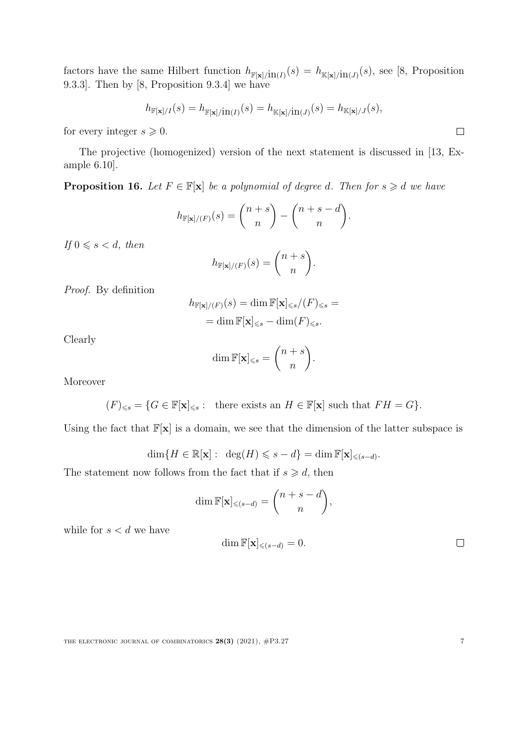factors have the same Hilbert function $h_{\mathbb{F}[\mathbf{x}]/\mathrm{in}(I)}(s) = h_{\mathbb{K}[\mathbf{x}]/\mathrm{in}(J)}(s)$, see [8, Proposition 9.3.3]. Then by [8, Proposition 9.3.4] we have

$$h_{\mathbb{F}[\mathbf{x}]/I}(s) = h_{\mathbb{F}[\mathbf{x}]/\mathrm{in}(I)}(s) = h_{\mathbb{K}[\mathbf{x}]/\mathrm{in}(J)}(s) = h_{\mathbb{K}[\mathbf{x}]/J}(s),$$

for every integer $s \geqslant 0$. $\square$

The projective (homogenized) version of the next statement is discussed in [13, Example 6.10].

**Proposition 16.** *Let $F \in \mathbb{F}[\mathbf{x}]$ be a polynomial of degree $d$. Then for $s \geqslant d$ we have*

$$h_{\mathbb{F}[\mathbf{x}]/(F)}(s) = \binom{n+s}{n} - \binom{n+s-d}{n}.$$

*If $0 \leqslant s < d$, then*

$$h_{\mathbb{F}[\mathbf{x}]/(F)}(s) = \binom{n+s}{n}.$$

*Proof.* By definition

$$\begin{aligned} h_{\mathbb{F}[\mathbf{x}]/(F)}(s) &= \dim \mathbb{F}[\mathbf{x}]_{\leqslant s}/(F)_{\leqslant s} = \\ &= \dim \mathbb{F}[\mathbf{x}]_{\leqslant s} - \dim (F)_{\leqslant s}. \end{aligned}$$

Clearly

$$\dim \mathbb{F}[\mathbf{x}]_{\leqslant s} = \binom{n+s}{n}.$$

Moreover

$$(F)_{\leqslant s} = \{G \in \mathbb{F}[\mathbf{x}]_{\leqslant s} : \text{ there exists an } H \in \mathbb{F}[\mathbf{x}] \text{ such that } FH = G\}.$$

Using the fact that $\mathbb{F}[\mathbf{x}]$ is a domain, we see that the dimension of the latter subspace is

$$\dim\{H \in \mathbb{R}[\mathbf{x}] : \deg(H) \leqslant s - d\} = \dim \mathbb{F}[\mathbf{x}]_{\leqslant (s-d)}.$$

The statement now follows from the fact that if $s \geqslant d$, then

$$\dim \mathbb{F}[\mathbf{x}]_{\leqslant (s-d)} = \binom{n+s-d}{n},$$

while for $s < d$ we have

$$\dim \mathbb{F}[\mathbf{x}]_{\leqslant (s-d)} = 0.$$

$\square$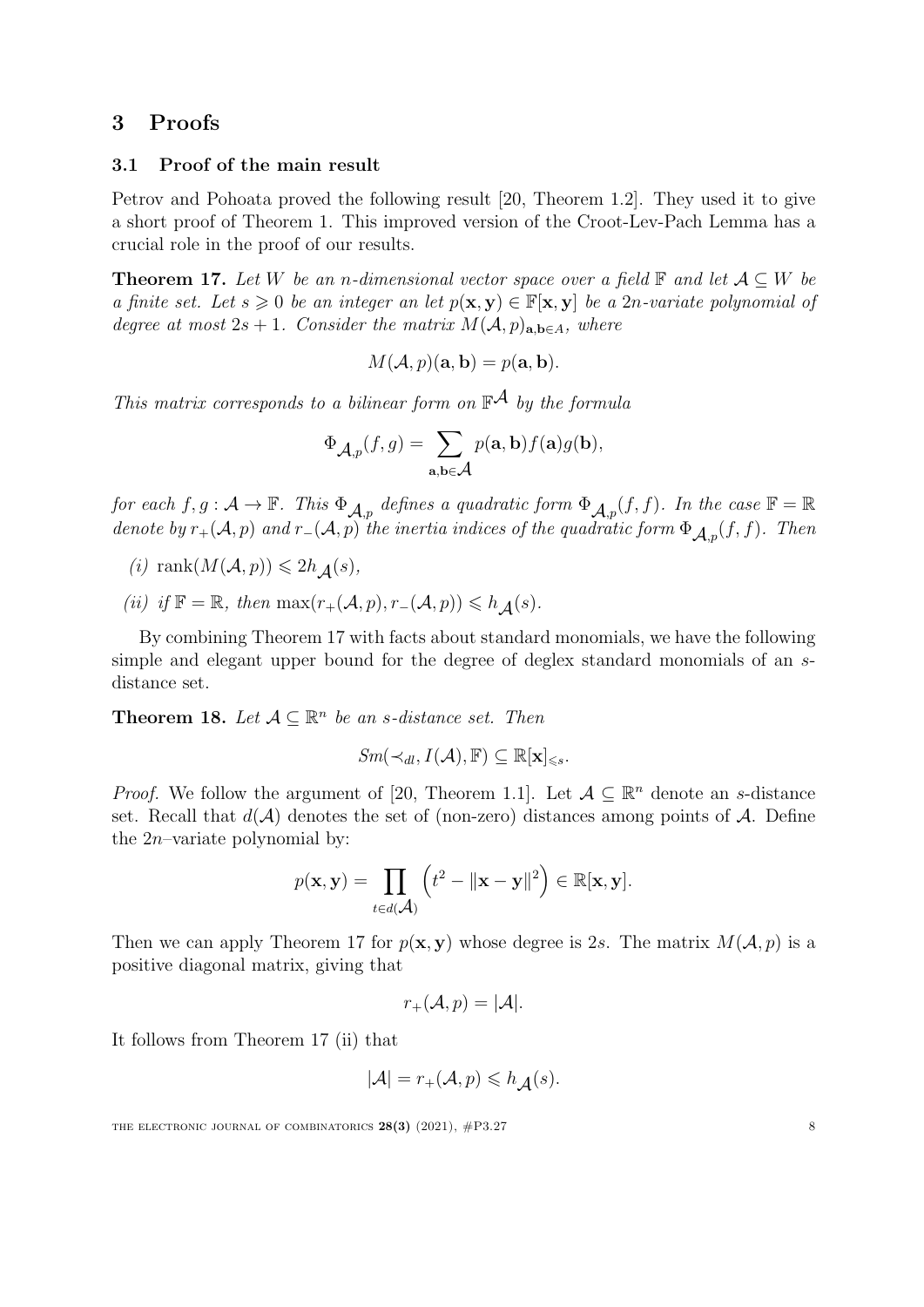## 3 Proofs

### 3.1 Proof of the main result

Petrov and Pohoata proved the following result [20, Theorem 1.2]. They used it to give a short proof of Theorem 1. This improved version of the Croot-Lev-Pach Lemma has a crucial role in the proof of our results.

**Theorem 17.** *Let $W$ be an $n$-dimensional vector space over a field $\mathbb{F}$ and let $\mathcal{A} \subseteq W$ be a finite set. Let $s \geqslant 0$ be an integer an let $p(\mathbf{x}, \mathbf{y}) \in \mathbb{F}[\mathbf{x}, \mathbf{y}]$ be a $2n$-variate polynomial of degree at most $2s+1$. Consider the matrix $M(\mathcal{A}, p)_{\mathbf{a},\mathbf{b} \in A}$, where*

$$M(\mathcal{A}, p)(\mathbf{a}, \mathbf{b}) = p(\mathbf{a}, \mathbf{b}).$$

*This matrix corresponds to a bilinear form on $\mathbb{F}^{\mathcal{A}}$ by the formula*

$$\Phi_{\mathcal{A},p}(f, g) = \sum_{\mathbf{a},\mathbf{b} \in \mathcal{A}} p(\mathbf{a}, \mathbf{b}) f(\mathbf{a}) g(\mathbf{b}),$$

*for each $f, g : \mathcal{A} \to \mathbb{F}$. This $\Phi_{\mathcal{A},p}$ defines a quadratic form $\Phi_{\mathcal{A},p}(f, f)$. In the case $\mathbb{F} = \mathbb{R}$ denote by $r_+(\mathcal{A}, p)$ and $r_-(\mathcal{A}, p)$ the inertia indices of the quadratic form $\Phi_{\mathcal{A},p}(f, f)$. Then*

- *(i)* $\operatorname{rank}(M(\mathcal{A}, p)) \leqslant 2h_{\mathcal{A}}(s)$,
- *(ii) if $\mathbb{F} = \mathbb{R}$, then* $\max(r_+(\mathcal{A}, p), r_-(\mathcal{A}, p)) \leqslant h_{\mathcal{A}}(s)$.

By combining Theorem 17 with facts about standard monomials, we have the following simple and elegant upper bound for the degree of deglex standard monomials of an $s$-distance set.

**Theorem 18.** *Let $\mathcal{A} \subseteq \mathbb{R}^n$ be an $s$-distance set. Then*

$$Sm(\prec_{dl}, I(\mathcal{A}), \mathbb{F}) \subseteq \mathbb{R}[\mathbf{x}]_{\leqslant s}.$$

*Proof.* We follow the argument of [20, Theorem 1.1]. Let $\mathcal{A} \subseteq \mathbb{R}^n$ denote an $s$-distance set. Recall that $d(\mathcal{A})$ denotes the set of (non-zero) distances among points of $\mathcal{A}$. Define the $2n$–variate polynomial by:

$$p(\mathbf{x}, \mathbf{y}) = \prod_{t \in d(\mathcal{A})} \left(t^2 - \|\mathbf{x} - \mathbf{y}\|^2\right) \in \mathbb{R}[\mathbf{x}, \mathbf{y}].$$

Then we can apply Theorem 17 for $p(\mathbf{x}, \mathbf{y})$ whose degree is $2s$. The matrix $M(\mathcal{A}, p)$ is a positive diagonal matrix, giving that

$$r_+(\mathcal{A}, p) = |\mathcal{A}|.$$

It follows from Theorem 17 (ii) that

$$|\mathcal{A}| = r_+(\mathcal{A}, p) \leqslant h_{\mathcal{A}}(s).$$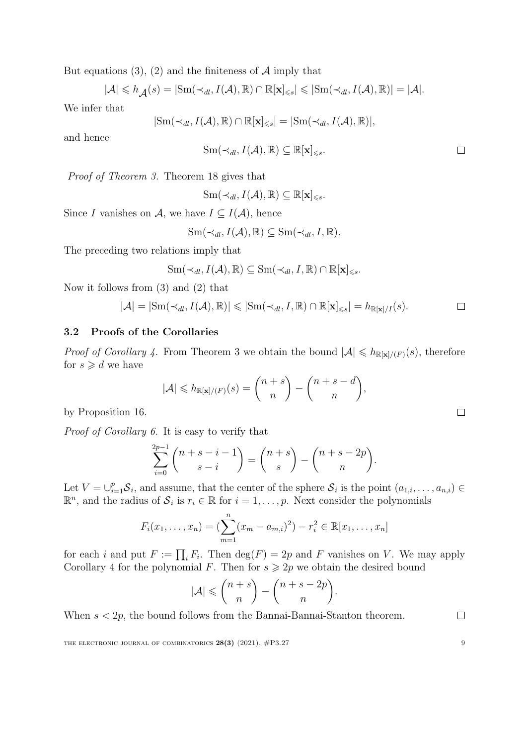But equations (3), (2) and the finiteness of $\mathcal{A}$ imply that

$$|\mathcal{A}| \leqslant h_{\mathcal{A}}(s) = |\mathrm{Sm}(\prec_{dl}, I(\mathcal{A}), \mathbb{R}) \cap \mathbb{R}[\mathbf{x}]_{\leqslant s}| \leqslant |\mathrm{Sm}(\prec_{dl}, I(\mathcal{A}), \mathbb{R})| = |\mathcal{A}|.$$

We infer that

$$|\mathrm{Sm}(\prec_{dl}, I(\mathcal{A}), \mathbb{R}) \cap \mathbb{R}[\mathbf{x}]_{\leqslant s}| = |\mathrm{Sm}(\prec_{dl}, I(\mathcal{A}), \mathbb{R})|,$$

and hence

$$\mathrm{Sm}(\prec_{dl}, I(\mathcal{A}), \mathbb{R}) \subseteq \mathbb{R}[\mathbf{x}]_{\leqslant s}.$$

□

*Proof of Theorem 3.* Theorem 18 gives that

$$\mathrm{Sm}(\prec_{dl}, I(\mathcal{A}), \mathbb{R}) \subseteq \mathbb{R}[\mathbf{x}]_{\leqslant s}.$$

Since $I$ vanishes on $\mathcal{A}$, we have $I \subseteq I(\mathcal{A})$, hence

$$\mathrm{Sm}(\prec_{dl}, I(\mathcal{A}), \mathbb{R}) \subseteq \mathrm{Sm}(\prec_{dl}, I, \mathbb{R}).$$

The preceding two relations imply that

$$\mathrm{Sm}(\prec_{dl}, I(\mathcal{A}), \mathbb{R}) \subseteq \mathrm{Sm}(\prec_{dl}, I, \mathbb{R}) \cap \mathbb{R}[\mathbf{x}]_{\leqslant s}.$$

Now it follows from (3) and (2) that

$$|\mathcal{A}| = |\mathrm{Sm}(\prec_{dl}, I(\mathcal{A}), \mathbb{R})| \leqslant |\mathrm{Sm}(\prec_{dl}, I, \mathbb{R}) \cap \mathbb{R}[\mathbf{x}]_{\leqslant s}| = h_{\mathbb{R}[\mathbf{x}]/I}(s).$$

□

### 3.2 Proofs of the Corollaries

*Proof of Corollary 4.* From Theorem 3 we obtain the bound $|\mathcal{A}| \leqslant h_{\mathbb{R}[\mathbf{x}]/(F)}(s)$, therefore for $s \geqslant d$ we have

$$|\mathcal{A}| \leqslant h_{\mathbb{R}[\mathbf{x}]/(F)}(s) = \binom{n+s}{n} - \binom{n+s-d}{n},$$

by Proposition 16.

□

*Proof of Corollary 6.* It is easy to verify that

$$\sum_{i=0}^{2p-1} \binom{n+s-i-1}{s-i} = \binom{n+s}{s} - \binom{n+s-2p}{n}.$$

Let $V = \cup_{i=1}^{p} \mathcal{S}_i$, and assume, that the center of the sphere $\mathcal{S}_i$ is the point $(a_{1,i}, \ldots, a_{n,i}) \in \mathbb{R}^n$, and the radius of $\mathcal{S}_i$ is $r_i \in \mathbb{R}$ for $i = 1, \ldots, p$. Next consider the polynomials

$$F_i(x_1, \ldots, x_n) = (\sum_{m=1}^{n} (x_m - a_{m,i})^2) - r_i^2 \in \mathbb{R}[x_1, \ldots, x_n]$$

for each $i$ and put $F := \prod_i F_i$. Then $\deg(F) = 2p$ and $F$ vanishes on $V$. We may apply Corollary 4 for the polynomial $F$. Then for $s \geqslant 2p$ we obtain the desired bound

$$|\mathcal{A}| \leqslant \binom{n+s}{n} - \binom{n+s-2p}{n}.$$

When $s < 2p$, the bound follows from the Bannai-Bannai-Stanton theorem.

□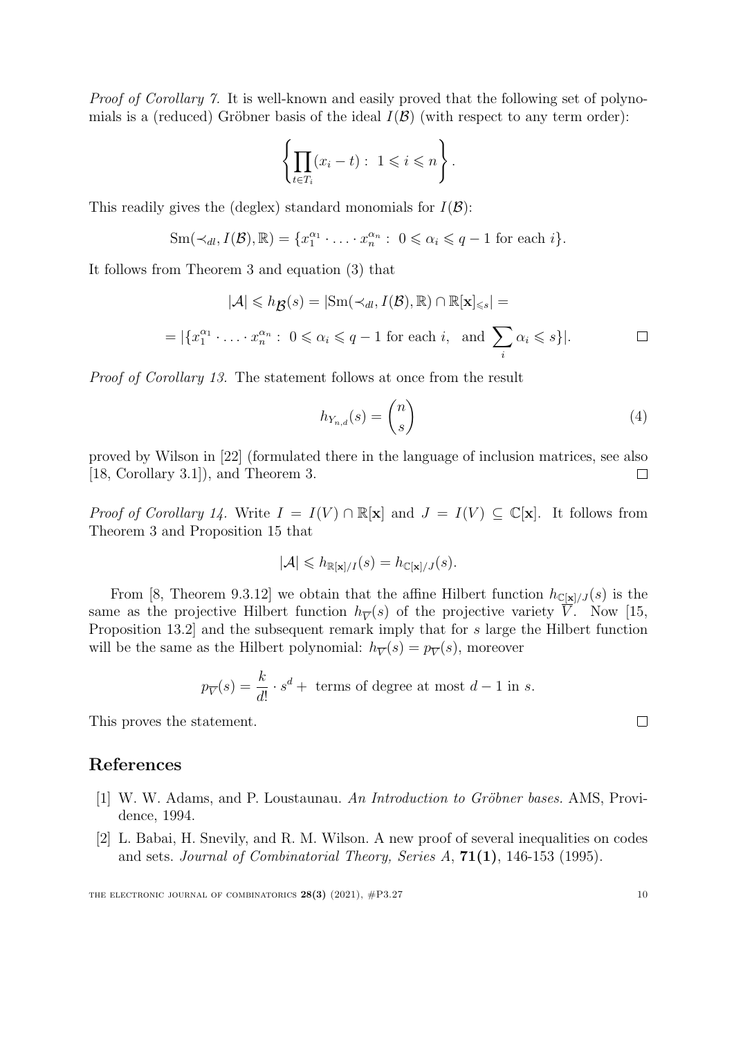*Proof of Corollary 7.* It is well-known and easily proved that the following set of polynomials is a (reduced) Gröbner basis of the ideal $I(\mathcal{B})$ (with respect to any term order):

$$\left\{ \prod_{t\in T_i}(x_i - t) : \ 1 \leqslant i \leqslant n \right\}.$$

This readily gives the (deglex) standard monomials for $I(\mathcal{B})$:

$$\mathrm{Sm}(\prec_{dl}, I(\mathcal{B}), \mathbb{R}) = \{x_1^{\alpha_1} \cdot \ldots \cdot x_n^{\alpha_n} : \ 0 \leqslant \alpha_i \leqslant q-1 \text{ for each } i\}.$$

It follows from Theorem 3 and equation (3) that

$$|\mathcal{A}| \leqslant h_{\mathcal{B}}(s) = |\mathrm{Sm}(\prec_{dl}, I(\mathcal{B}), \mathbb{R}) \cap \mathbb{R}[\mathbf{x}]_{\leqslant s}| =$$

$$= |\{x_1^{\alpha_1} \cdot \ldots \cdot x_n^{\alpha_n} : \ 0 \leqslant \alpha_i \leqslant q-1 \text{ for each } i, \ \text{ and } \sum_i \alpha_i \leqslant s\}|. \qquad \square$$

*Proof of Corollary 13.* The statement follows at once from the result

$$h_{Y_{n,d}}(s) = \binom{n}{s} \tag{4}$$

proved by Wilson in [22] (formulated there in the language of inclusion matrices, see also [18, Corollary 3.1]), and Theorem 3. $\square$

*Proof of Corollary 14.* Write $I = I(V) \cap \mathbb{R}[\mathbf{x}]$ and $J = I(V) \subseteq \mathbb{C}[\mathbf{x}]$. It follows from Theorem 3 and Proposition 15 that

$$|\mathcal{A}| \leqslant h_{\mathbb{R}[\mathbf{x}]/I}(s) = h_{\mathbb{C}[\mathbf{x}]/J}(s).$$

From [8, Theorem 9.3.12] we obtain that the affine Hilbert function $h_{\mathbb{C}[\mathbf{x}]/J}(s)$ is the same as the projective Hilbert function $h_{\overline{V}}(s)$ of the projective variety $\overline{V}$. Now [15, Proposition 13.2] and the subsequent remark imply that for $s$ large the Hilbert function will be the same as the Hilbert polynomial: $h_{\overline{V}}(s) = p_{\overline{V}}(s)$, moreover

$$p_{\overline{V}}(s) = \frac{k}{d!} \cdot s^d + \text{ terms of degree at most } d-1 \text{ in } s.$$

This proves the statement. $\square$

## References

[1] W. W. Adams, and P. Loustaunau. *An Introduction to Gröbner bases.* AMS, Providence, 1994.

[2] L. Babai, H. Snevily, and R. M. Wilson. A new proof of several inequalities on codes and sets. *Journal of Combinatorial Theory, Series A*, **71(1)**, 146-153 (1995).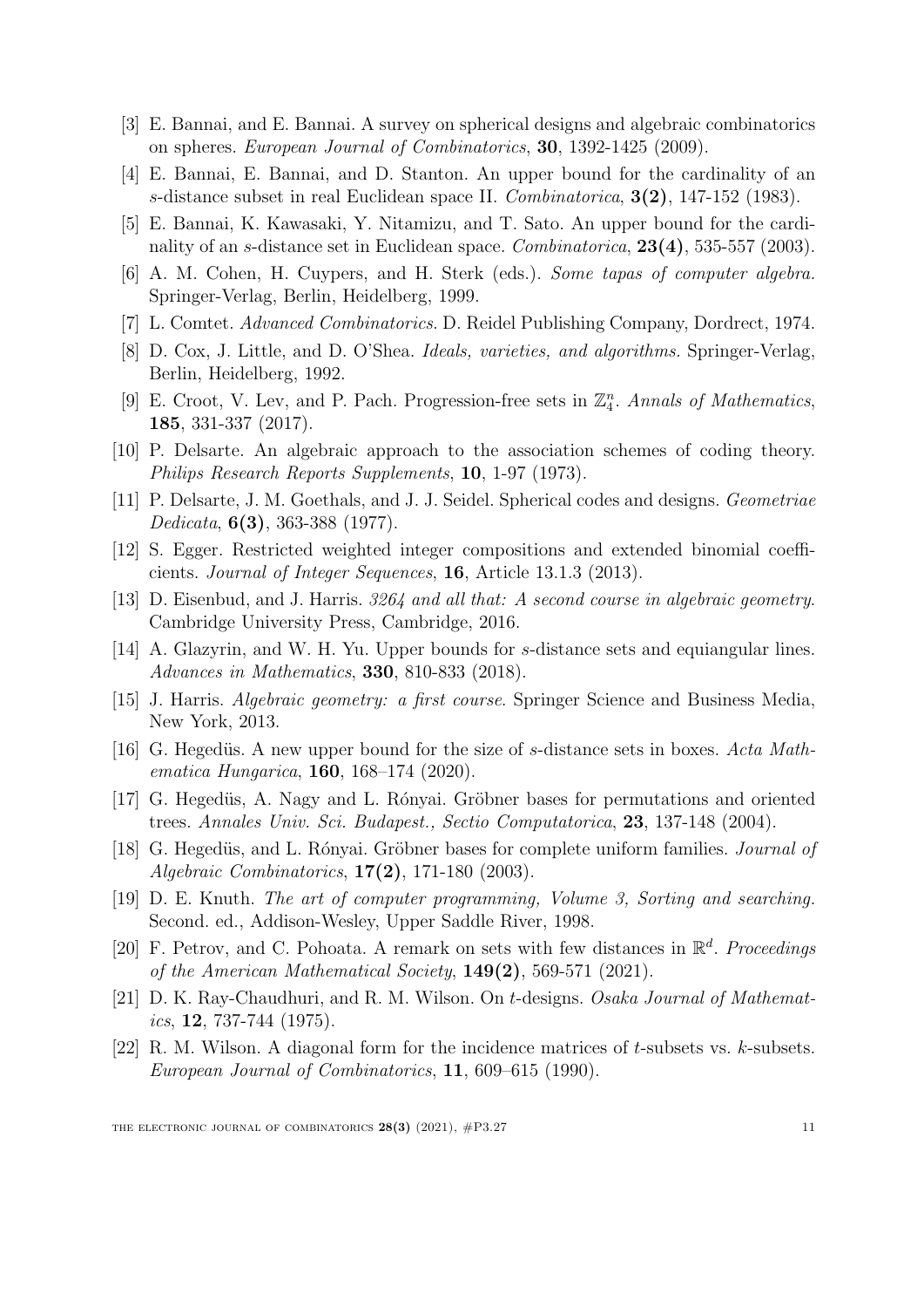[3] E. Bannai, and E. Bannai. A survey on spherical designs and algebraic combinatorics on spheres. *European Journal of Combinatorics*, **30**, 1392-1425 (2009).

[4] E. Bannai, E. Bannai, and D. Stanton. An upper bound for the cardinality of an $s$-distance subset in real Euclidean space II. *Combinatorica*, **3(2)**, 147-152 (1983).

[5] E. Bannai, K. Kawasaki, Y. Nitamizu, and T. Sato. An upper bound for the cardinality of an $s$-distance set in Euclidean space. *Combinatorica*, **23(4)**, 535-557 (2003).

[6] A. M. Cohen, H. Cuypers, and H. Sterk (eds.). *Some tapas of computer algebra.* Springer-Verlag, Berlin, Heidelberg, 1999.

[7] L. Comtet. *Advanced Combinatorics.* D. Reidel Publishing Company, Dordrect, 1974.

[8] D. Cox, J. Little, and D. O'Shea. *Ideals, varieties, and algorithms.* Springer-Verlag, Berlin, Heidelberg, 1992.

[9] E. Croot, V. Lev, and P. Pach. Progression-free sets in $\mathbb{Z}_4^n$. *Annals of Mathematics*, **185**, 331-337 (2017).

[10] P. Delsarte. An algebraic approach to the association schemes of coding theory. *Philips Research Reports Supplements*, **10**, 1-97 (1973).

[11] P. Delsarte, J. M. Goethals, and J. J. Seidel. Spherical codes and designs. *Geometriae Dedicata*, **6(3)**, 363-388 (1977).

[12] S. Egger. Restricted weighted integer compositions and extended binomial coefficients. *Journal of Integer Sequences*, **16**, Article 13.1.3 (2013).

[13] D. Eisenbud, and J. Harris. *3264 and all that: A second course in algebraic geometry.* Cambridge University Press, Cambridge, 2016.

[14] A. Glazyrin, and W. H. Yu. Upper bounds for $s$-distance sets and equiangular lines. *Advances in Mathematics*, **330**, 810-833 (2018).

[15] J. Harris. *Algebraic geometry: a first course.* Springer Science and Business Media, New York, 2013.

[16] G. Hegedüs. A new upper bound for the size of $s$-distance sets in boxes. *Acta Mathematica Hungarica*, **160**, 168–174 (2020).

[17] G. Hegedüs, A. Nagy and L. Rónyai. Gröbner bases for permutations and oriented trees. *Annales Univ. Sci. Budapest., Sectio Computatorica*, **23**, 137-148 (2004).

[18] G. Hegedüs, and L. Rónyai. Gröbner bases for complete uniform families. *Journal of Algebraic Combinatorics*, **17(2)**, 171-180 (2003).

[19] D. E. Knuth. *The art of computer programming, Volume 3, Sorting and searching.* Second. ed., Addison-Wesley, Upper Saddle River, 1998.

[20] F. Petrov, and C. Pohoata. A remark on sets with few distances in $\mathbb{R}^d$. *Proceedings of the American Mathematical Society*, **149(2)**, 569-571 (2021).

[21] D. K. Ray-Chaudhuri, and R. M. Wilson. On $t$-designs. *Osaka Journal of Mathematics*, **12**, 737-744 (1975).

[22] R. M. Wilson. A diagonal form for the incidence matrices of $t$-subsets vs. $k$-subsets. *European Journal of Combinatorics*, **11**, 609–615 (1990).